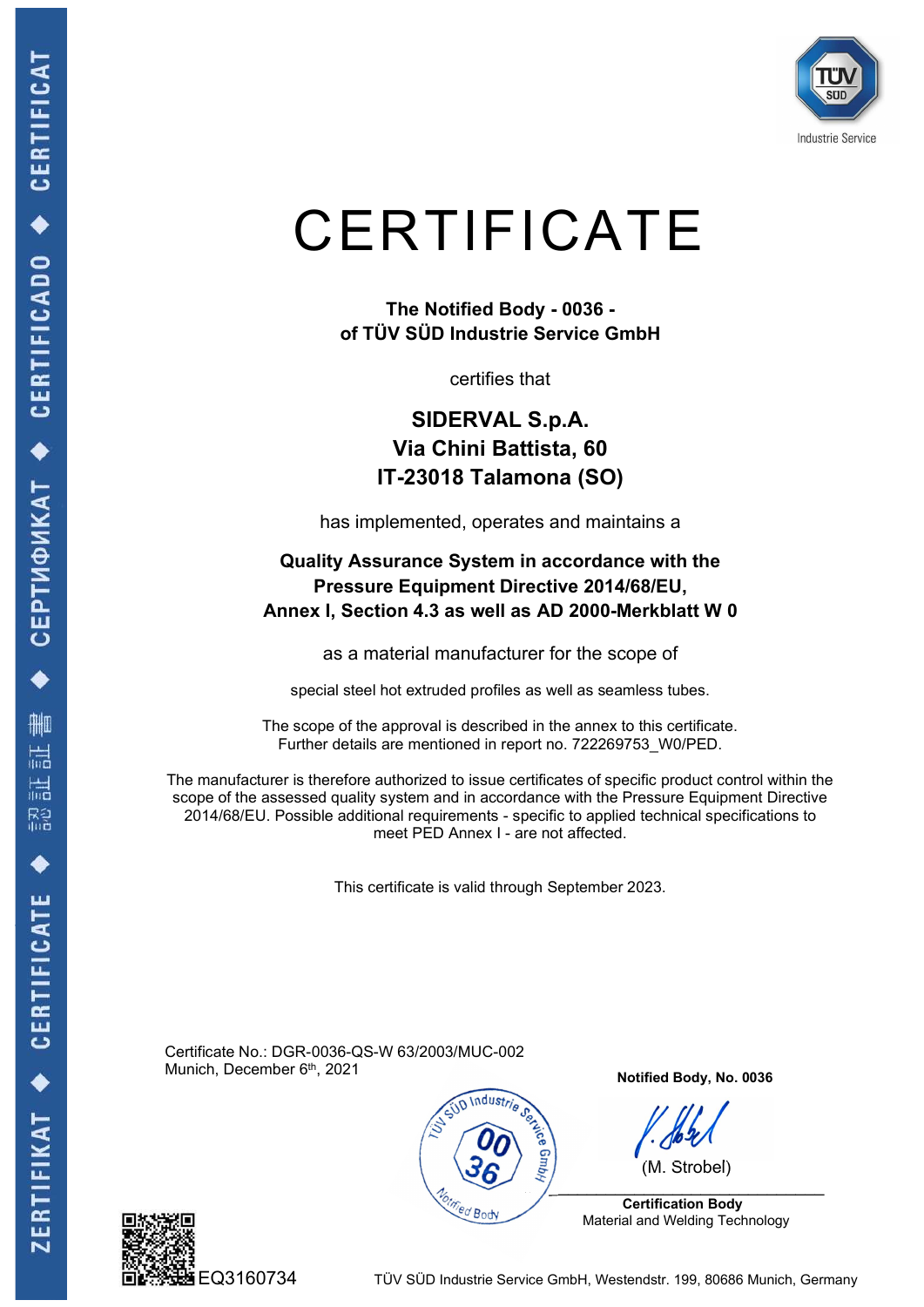# CERTIFICATE

**The Notified Body - 0036 -**
**of TÜV SÜD Industrie Service GmbH**

certifies that

**SIDERVAL S.p.A.**
**Via Chini Battista, 60**
**IT-23018 Talamona (SO)**

has implemented, operates and maintains a

**Quality Assurance System in accordance with the**
**Pressure Equipment Directive 2014/68/EU,**
**Annex I, Section 4.3 as well as AD 2000-Merkblatt W 0**

as a material manufacturer for the scope of

special steel hot extruded profiles as well as seamless tubes.

The scope of the approval is described in the annex to this certificate.
Further details are mentioned in report no. 722269753_W0/PED.

The manufacturer is therefore authorized to issue certificates of specific product control within the scope of the assessed quality system and in accordance with the Pressure Equipment Directive 2014/68/EU. Possible additional requirements - specific to applied technical specifications to meet PED Annex I - are not affected.

This certificate is valid through September 2023.

Certificate No.: DGR-0036-QS-W 63/2003/MUC-002
Munich, December 6th, 2021

**Notified Body, No. 0036**

(M. Strobel)

**Certification Body**
Material and Welding Technology

EQ3160734

TÜV SÜD Industrie Service GmbH, Westendstr. 199, 80686 Munich, Germany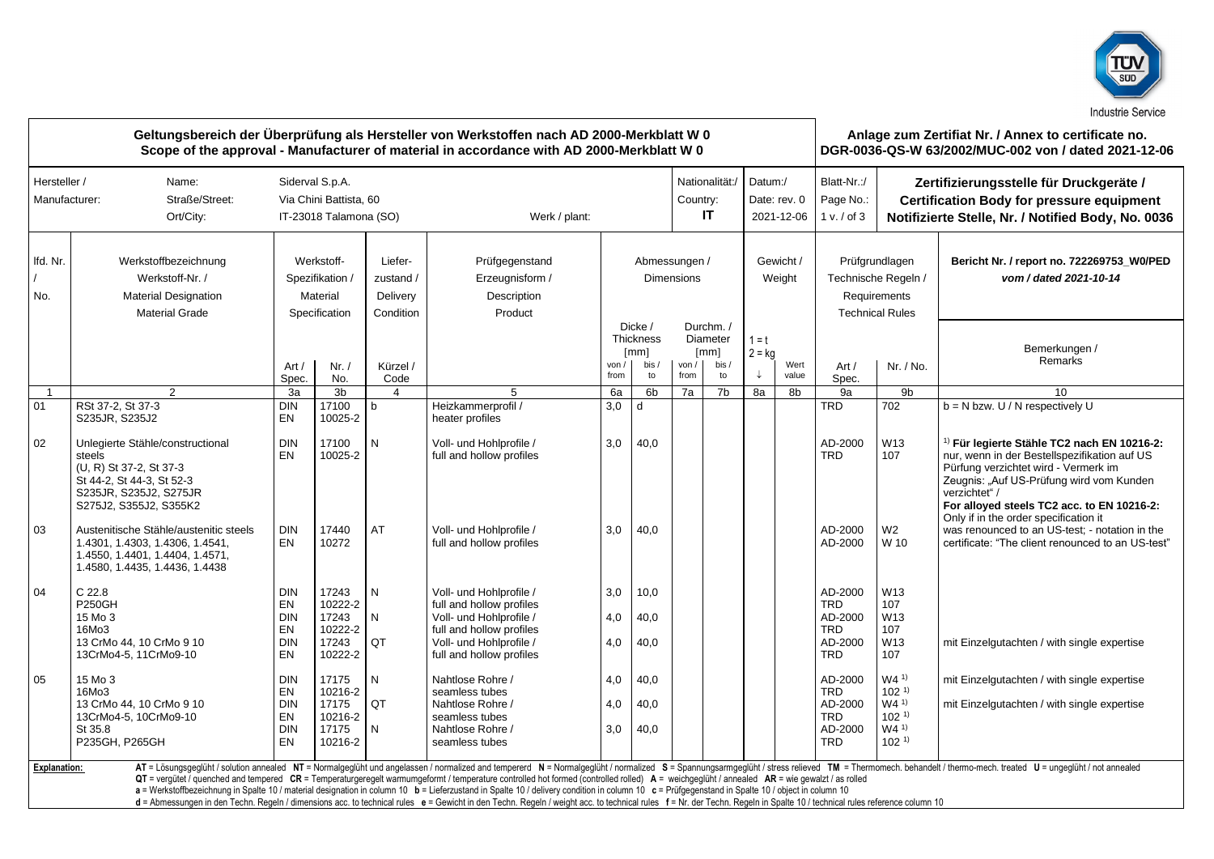Industrie Service

## Geltungsbereich der Überprüfung als Hersteller von Werkstoffen nach AD 2000-Merkblatt W 0
## Scope of the approval - Manufacturer of material in accordance with AD 2000-Merkblatt W 0

**Anlage zum Zertifiat Nr. / Annex to certificate no.**
**DGR-0036-QS-W 63/2002/MUC-002 von / dated 2021-12-06**

| Hersteller / Manufacturer: | | Nationalität:/ Country: | Datum:/ Date: rev. 0 | Blatt-Nr.:/ Page No.: |
|---|---|---|---|---|
| Name: | Sideral S.p.A. | IT | 2021-12-06 | 1 v. / of 3 |
| Straße/Street: | Via Chini Battista, 60 | | | |
| Ort/City: | IT-23018 Talamona (SO) | | | |
| Werk / plant: | | | | |

**Zertifizierungsstelle für Druckgeräte / Certification Body for pressure equipment**
**Notifizierte Stelle, Nr. / Notified Body, No. 0036**

**Bericht Nr. / report no. 722269753_W0/PED** *vom / dated 2021-10-14*

| lfd. Nr. / No. | Werkstoffbezeichnung / Werkstoff-Nr. / Material Designation / Material Grade | Werkstoff-Spezifikation / Material Specification Art / Spec. | Nr. / No. | Liefer-zustand / Delivery Condition Kürzel / Code | Prüfgegenstand / Erzeugnisform / Description / Product | Dicke / Thickness [mm] von / from | bis / to | Durchm. / Diameter [mm] von / from | bis / to | Gewicht / Weight 1 = t 2 = kg | Wert value | Prüfgrundlagen / Technische Regeln / Requirements / Technical Rules Art / Spec. | Nr. / No. | Bemerkungen / Remarks |
|---|---|---|---|---|---|---|---|---|---|---|---|---|---|---|
| 1 | 2 | 3a | 3b | 4 | 5 | 6a | 6b | 7a | 7b | 8a | 8b | 9a | 9b | 10 |
| 01 | RSt 37-2, St 37-3<br>S235JR, S235J2 | DIN<br>EN | 17100<br>10025-2 | b | Heizkammerprofil /<br>heater profiles | 3,0 | d | | | | | TRD | 702 | b = N bzw. U / N respectively U |
| 02 | Unlegierte Stähle/constructional steels<br>(U, R) St 37-2, St 37-3<br>St 44-2, St 44-3, St 52-3<br>S235JR, S235J2, S275JR<br>S275J2, S355J2, S355K2 | DIN<br>EN | 17100<br>10025-2 | N | Voll- und Hohlprofile /<br>full and hollow profiles | 3,0 | 40,0 | | | | | AD-2000<br>TRD | W13<br>107 | [1] **Für legierte Stähle TC2 nach EN 10216-2:** nur, wenn in der Bestellspezifikation auf US Pürfung verzichtet wird - Vermerk im Zeugnis: „Auf US-Prüfung wird vom Kunden verzichtet" / **For alloyed steels TC2 acc. to EN 10216-2:** Only if in the order specification it was renounced to an US-test; - notation in the certificate: "The client renounced to an US-test" |
| 03 | Austenitische Stähle/austenitic steels<br>1.4301, 1.4303, 1.4306, 1.4541,<br>1.4550, 1.4401, 1.4404, 1.4571,<br>1.4580, 1.4435, 1.4436, 1.4438 | DIN<br>EN | 17440<br>10272 | AT | Voll- und Hohlprofile /<br>full and hollow profiles | 3,0 | 40,0 | | | | | AD-2000<br>AD-2000 | W2<br>W 10 | |
| 04 | C 22.8<br>P250GH | DIN<br>EN | 17243<br>10222-2 | N | Voll- und Hohlprofile /<br>full and hollow profiles | 3,0 | 10,0 | | | | | AD-2000<br>TRD | W13<br>107 | |
| | 15 Mo 3<br>16Mo3 | DIN<br>EN | 17243<br>10222-2 | N | Voll- und Hohlprofile /<br>full and hollow profiles | 4,0 | 40,0 | | | | | AD-2000<br>TRD | W13<br>107 | |
| | 13 CrMo 44, 10 CrMo 9 10<br>13CrMo4-5, 11CrMo9-10 | DIN<br>EN | 17243<br>10222-2 | QT | Voll- und Hohlprofile /<br>full and hollow profiles | 4,0 | 40,0 | | | | | AD-2000<br>TRD | W13<br>107 | mit Einzelgutachten / with single expertise |
| 05 | 15 Mo 3<br>16Mo3 | DIN<br>EN | 17175<br>10216-2 | N | Nahtlose Rohre /<br>seamless tubes | 4,0 | 40,0 | | | | | AD-2000<br>TRD | W4 [1]<br>102 [1] | mit Einzelgutachten / with single expertise |
| | 13 CrMo 44, 10 CrMo 9 10<br>13CrMo4-5, 10CrMo9-10 | DIN<br>EN | 17175<br>10216-2 | QT | Nahtlose Rohre /<br>seamless tubes | 4,0 | 40,0 | | | | | AD-2000<br>TRD | W4 [1]<br>102 [1] | mit Einzelgutachten / with single expertise |
| | St 35.8<br>P235GH, P265GH | DIN<br>EN | 17175<br>10216-2 | N | Nahtlose Rohre /<br>seamless tubes | 3,0 | 40,0 | | | | | AD-2000<br>TRD | W4 [1]<br>102 [1] | |

**Explanation:** **AT** = Lösungsgeglüht / solution annealed **NT** = Normalgeglüht und angelassen / normalized and tempererd **N** = Normalgeglüht / normalized **S** = Spannungsarmgeglüht / stress relieved **TM** = Thermomech. behandelt / thermo-mech. treated **U** = ungeglüht / not annealed **QT** = vergütet / quenched and tempered **CR** = Temperaturgeregelt warmumgeformt / temperature controlled hot formed (controlled rolled) **A** = weichgeglüht / annealed **AR** = wie gewalzt / as rolled
**a** = Werkstoffbezeichnung in Spalte 10 / material designation in column 10 **b** = Lieferzustand in Spalte 10 / delivery condition in column 10 **c** = Prüfgegenstand in Spalte 10 / object in column 10
**d** = Abmessungen in den Techn. Regeln / dimensions acc. to technical rules **e** = Gewicht in den Techn. Regeln / weight acc. to technical rules **f** = Nr. der Techn. Regeln in Spalte 10 / technical rules reference column 10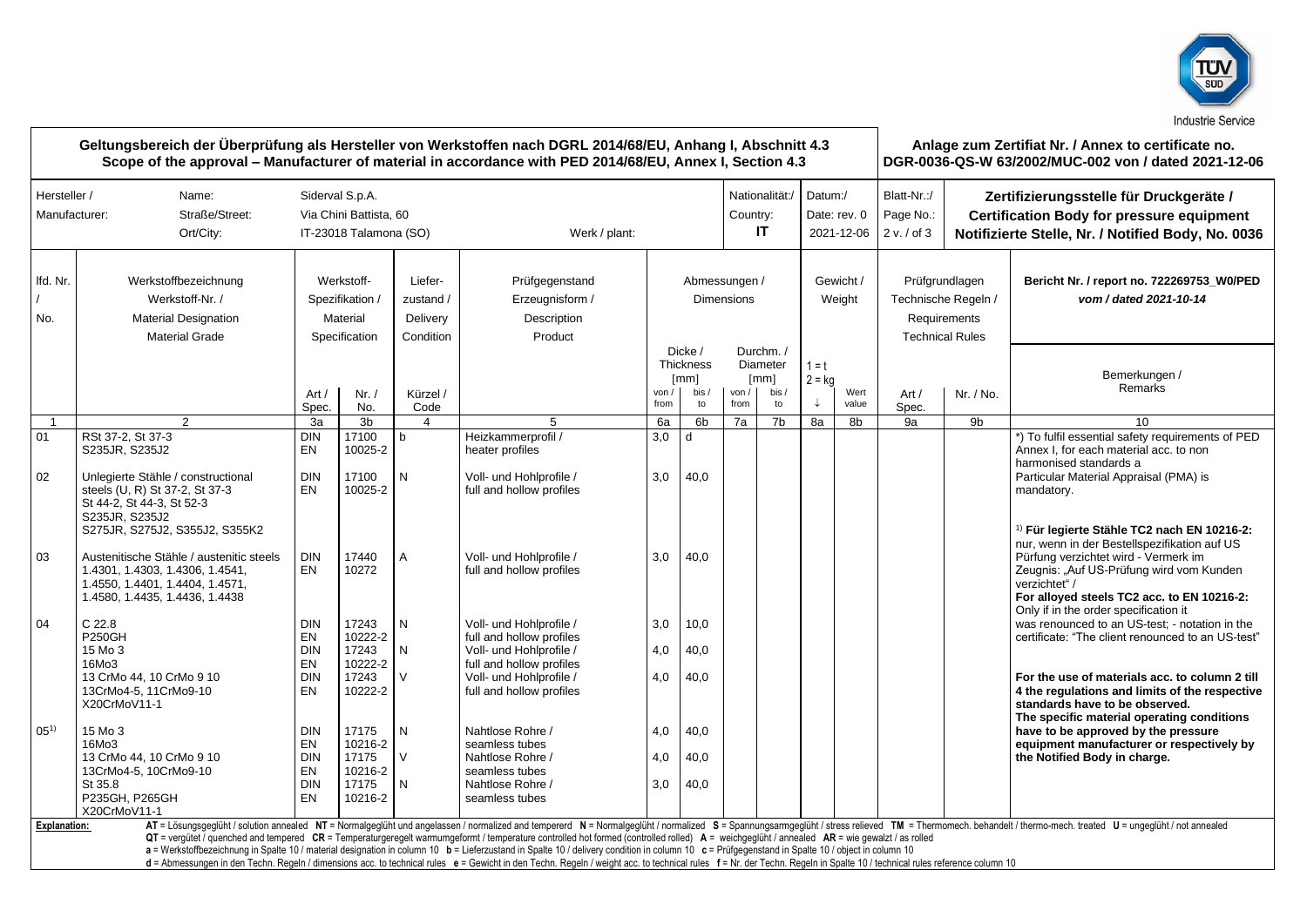TÜV SÜD Industrie Service

**Geltungsbereich der Überprüfung als Hersteller von Werkstoffen nach DGRL 2014/68/EU, Anhang I, Abschnitt 4.3**
**Scope of the approval – Manufacturer of material in accordance with PED 2014/68/EU, Annex I, Section 4.3**

**Anlage zum Zertifiat Nr. / Annex to certificate no. DGR-0036-QS-W 63/2002/MUC-002 von / dated 2021-12-06**

| Hersteller / Manufacturer: | |
|---|---|
| Name: | Siderval S.p.A. |
| Straße/Street: | Via Chini Battista, 60 |
| Ort/City: | IT-23018 Talamona (SO) |
| Werk / plant: | |
| Nationalität:/ Country: | IT |
| Datum:/ Date: rev. 0 | 2021-12-06 |
| Blatt-Nr.:/ Page No.: | 2 v. / of 3 |

**Zertifizierungsstelle für Druckgeräte / Certification Body for pressure equipment Notifizierte Stelle, Nr. / Notified Body, No. 0036**

**Bericht Nr. / report no. 722269753_W0/PED** *vom / dated 2021-10-14*

| lfd. Nr. / No. | Werkstoffbezeichnung / Werkstoff-Nr. / Material Designation / Material Grade | Werkstoff-Spezifikation / Material Specification Art / Spec. | Nr. / No. | Lieferzustand / Delivery Condition Kürzel / Code | Prüfgegenstand / Erzeugnisform / Description Product | Dicke / Thickness [mm] von / from | bis / to | Durchm. / Diameter [mm] von / from | bis / to | Gewicht / Weight 1 = t 2 = kg ↓ | Wert value | Prüfgrundlagen Technische Regeln / Requirements Technical Rules Art / Spec. | Nr. / No. |
|---|---|---|---|---|---|---|---|---|---|---|---|---|---|
| 1 | 2 | 3a | 3b | 4 | 5 | 6a | 6b | 7a | 7b | 8a | 8b | 9a | 9b |
| 01 | RSt 37-2, St 37-3<br>S235JR, S235J2 | DIN<br>EN | 17100<br>10025-2 | b | Heizkammerprofil / heater profiles | 3,0 | d | | | | | | |
| 02 | Unlegierte Stähle / constructional steels (U, R) St 37-2, St 37-3<br>St 44-2, St 44-3, St 52-3<br>S235JR, S235J2<br>S275JR, S275J2, S355J2, S355K2 | DIN<br>EN | 17100<br>10025-2 | N | Voll- und Hohlprofile / full and hollow profiles | 3,0 | 40,0 | | | | | | |
| 03 | Austenitische Stähle / austenitic steels<br>1.4301, 1.4303, 1.4306, 1.4541,<br>1.4550, 1.4401, 1.4404, 1.4571,<br>1.4580, 1.4435, 1.4436, 1.4438 | DIN<br>EN | 17440<br>10272 | A | Voll- und Hohlprofile / full and hollow profiles | 3,0 | 40,0 | | | | | | |
| 04 | C 22.8<br>P250GH | DIN<br>EN | 17243<br>10222-2 | N | Voll- und Hohlprofile / full and hollow profiles | 3,0 | 10,0 | | | | | | |
| | 15 Mo 3<br>16Mo3 | DIN<br>EN | 17243<br>10222-2 | N | Voll- und Hohlprofile / full and hollow profiles | 4,0 | 40,0 | | | | | | |
| | 13 CrMo 44, 10 CrMo 9 10<br>13CrMo4-5, 11CrMo9-10<br>X20CrMoV11-1 | DIN<br>EN | 17243<br>10222-2 | V | Voll- und Hohlprofile / full and hollow profiles | 4,0 | 40,0 | | | | | | |
| 05[1] | 15 Mo 3<br>16Mo3 | DIN<br>EN | 17175<br>10216-2 | N | Nahtlose Rohre / seamless tubes | 4,0 | 40,0 | | | | | | |
| | 13 CrMo 44, 10 CrMo 9 10<br>13CrMo4-5, 10CrMo9-10 | DIN<br>EN | 17175<br>10216-2 | V | Nahtlose Rohre / seamless tubes | 4,0 | 40,0 | | | | | | |
| | St 35.8<br>P235GH, P265GH<br>X20CrMoV11-1 | DIN<br>EN | 17175<br>10216-2 | N | Nahtlose Rohre / seamless tubes | 3,0 | 40,0 | | | | | | |

**Bemerkungen / Remarks (10):**

*) To fulfil essential safety requirements of PED Annex I, for each material acc. to non harmonised standards a Particular Material Appraisal (PMA) is mandatory.

[1] **Für legierte Stähle TC2 nach EN 10216-2:** nur, wenn in der Bestellspezifikation auf US Prüfung verzichtet wird - Vermerk im Zeugnis: „Auf US-Prüfung wird vom Kunden verzichtet" /
**For alloyed steels TC2 acc. to EN 10216-2:** Only if in the order specification it was renounced to an US-test; - notation in the certificate: "The client renounced to an US-test"

**For the use of materials acc. to column 2 till 4 the regulations and limits of the respective standards have to be observed. The specific material operating conditions have to be approved by the pressure equipment manufacturer or respectively by the Notified Body in charge.**

**Explanation:** **AT** = Lösungsgeglüht / solution annealed **NT** = Normalgeglüht und angelassen / normalized and tempererd **N** = Normalgeglüht / normalized **S** = Spannungsarmgeglüht / stress relieved **TM** = Thermomech. behandelt / thermo-mech. treated **U** = ungeglüht / not annealed
**QT** = vergütet / quenched and tempered **CR** = Temperaturgeregelt warmumgeformt / temperature controlled hot formed (controlled rolled) **A** = weichgeglüht / annealed **AR** = wie gewalzt / as rolled
**a** = Werkstoffbezeichnung in Spalte 10 / material designation in column 10 **b** = Lieferzustand in Spalte 10 / delivery condition in column 10 **c** = Prüfgegenstand in Spalte 10 / object in column 10
**d** = Abmessungen in den Techn. Regeln / dimensions acc. to technical rules **e** = Gewicht in den Techn. Regeln / weight acc. to technical rules **f** = Nr. der Techn. Regeln in Spalte 10 / technical rules reference column 10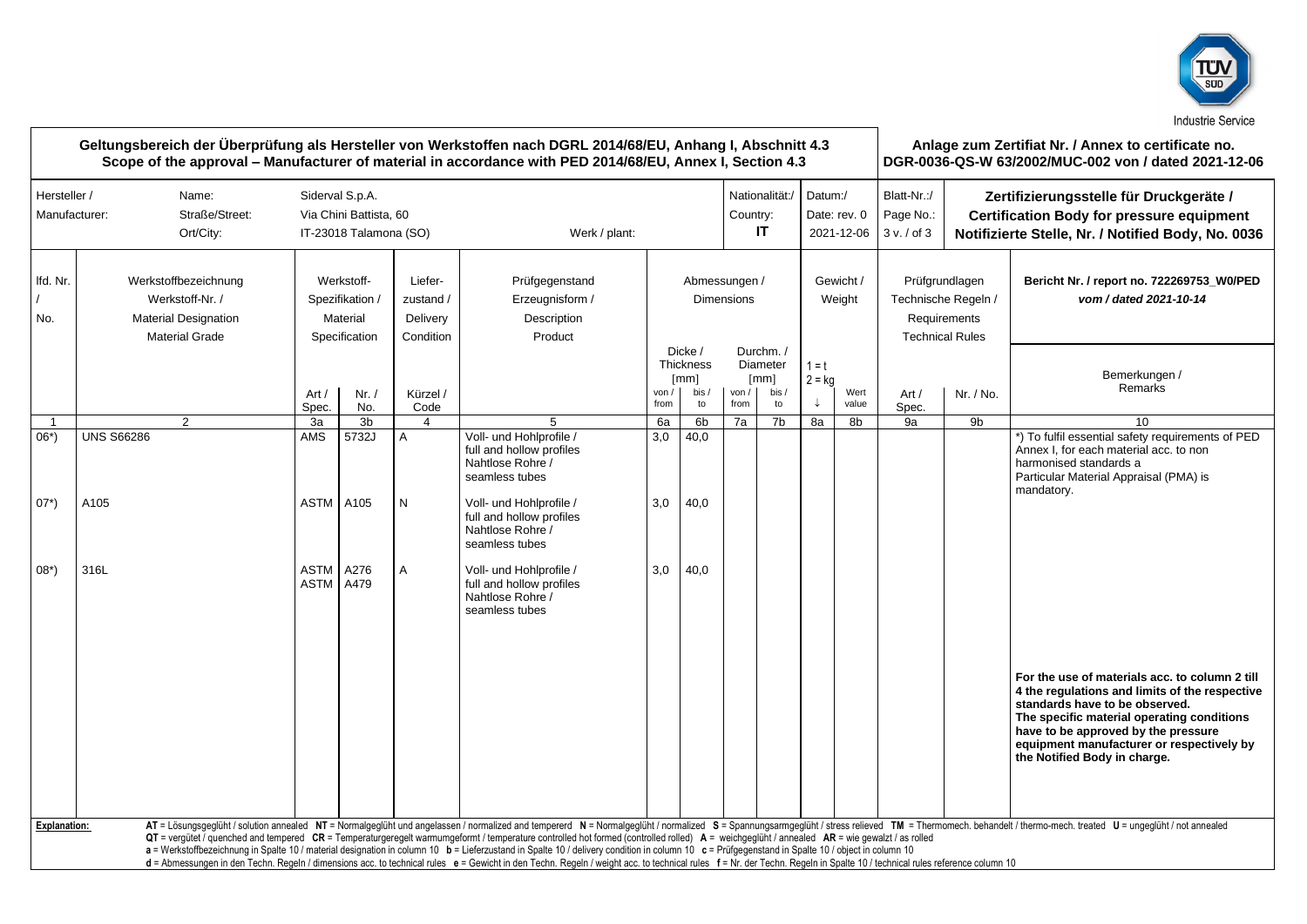Industrie Service

**Geltungsbereich der Überprüfung als Hersteller von Werkstoffen nach DGRL 2014/68/EU, Anhang I, Abschnitt 4.3**
**Scope of the approval – Manufacturer of material in accordance with PED 2014/68/EU, Annex I, Section 4.3**

**Anlage zum Zertifiat Nr. / Annex to certificate no.**
**DGR-0036-QS-W 63/2002/MUC-002 von / dated 2021-12-06**

| | |
|---|---|
| Hersteller / Manufacturer: Name: | Siderval S.p.A. |
| Straße/Street: | Via Chini Battista, 60 |
| Ort/City: | IT-23018 Talamona (SO) |
| Werk / plant: | |
| Nationalität:/ Country: | **IT** |
| Datum:/ Date: rev. 0 | 2021-12-06 |
| Blatt-Nr.:/ Page No.: | 3 v. / of 3 |

**Zertifizierungsstelle für Druckgeräte / Certification Body for pressure equipment**
**Notifizierte Stelle, Nr. / Notified Body, No. 0036**

**Bericht Nr. / report no. 722269753_W0/PED**
***vom / dated 2021-10-14***

| lfd. Nr. / No. | Werkstoffbezeichnung / Werkstoff-Nr. / Material Designation / Material Grade | Werkstoff-Spezifikation / Material Specification Art / Spec. | Nr. / No. | Liefer-zustand / Delivery Condition Kürzel / Code | Prüfgegenstand / Erzeugnisform / Description / Product | Abmessungen / Dimensions Dicke / Thickness [mm] von / from | bis / to | Durchm. / Diameter [mm] von / from | bis / to | Gewicht / Weight 1 = t 2 = kg ↓ | Wert value | Prüfgrundlagen / Technische Regeln / Requirements / Technical Rules Art / Spec. | Nr. / No. | Bemerkungen / Remarks |
|---|---|---|---|---|---|---|---|---|---|---|---|---|---|---|
| 1 | 2 | 3a | 3b | 4 | 5 | 6a | 6b | 7a | 7b | 8a | 8b | 9a | 9b | 10 |
| 06*) | UNS S66286 | AMS | 5732J | A | Voll- und Hohlprofile / full and hollow profiles Nahtlose Rohre / seamless tubes | 3,0 | 40,0 | | | | | | | *) To fulfil essential safety requirements of PED Annex I, for each material acc. to non harmonised standards a Particular Material Appraisal (PMA) is mandatory. |
| 07*) | A105 | ASTM | A105 | N | Voll- und Hohlprofile / full and hollow profiles Nahtlose Rohre / seamless tubes | 3,0 | 40,0 | | | | | | | |
| 08*) | 316L | ASTM ASTM | A276 A479 | A | Voll- und Hohlprofile / full and hollow profiles Nahtlose Rohre / seamless tubes | 3,0 | 40,0 | | | | | | | **For the use of materials acc. to column 2 till 4 the regulations and limits of the respective standards have to be observed. The specific material operating conditions have to be approved by the pressure equipment manufacturer or respectively by the Notified Body in charge.** |

**Explanation:** **AT** = Lösungsgeglüht / solution annealed **NT** = Normalgeglüht und angelassen / normalized and tempererd **N** = Normalgeglüht / normalized **S** = Spannungsarmgeglüht / stress relieved **TM** = Thermomech. behandelt / thermo-mech. treated **U** = ungeglüht / not annealed
**QT** = vergütet / quenched and tempered **CR** = Temperaturgeregelt warmumgeformt / temperature controlled hot formed (controlled rolled) **A** = weichgeglüht / annealed **AR** = wie gewalzt / as rolled
**a** = Werkstoffbezeichnung in Spalte 10 / material designation in column 10 **b** = Lieferzustand in Spalte 10 / delivery condition in column 10 **c** = Prüfgegenstand in Spalte 10 / object in column 10
**d** = Abmessungen in den Techn. Regeln / dimensions acc. to technical rules **e** = Gewicht in den Techn. Regeln / weight acc. to technical rules **f** = Nr. der Techn. Regeln in Spalte 10 / technical rules reference column 10